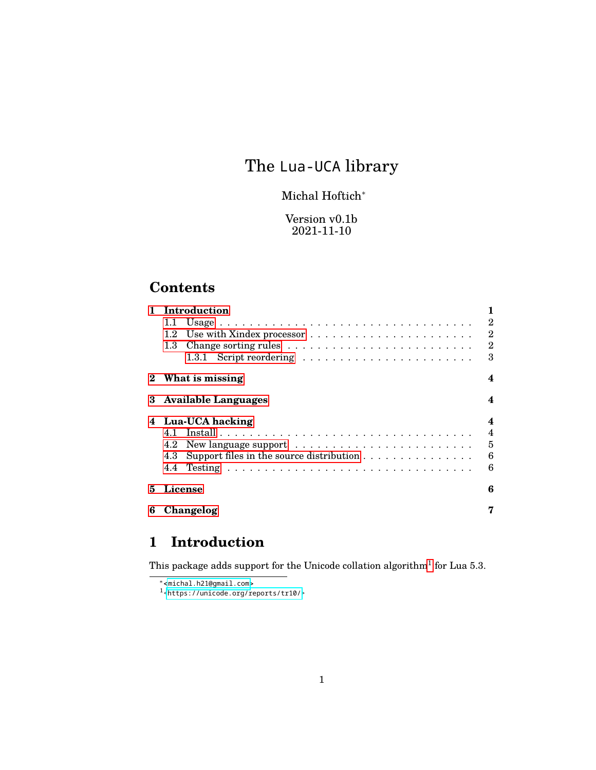# The Lua-UCA library

Michal Hoftich*

Version v0.1b
2021-11-10

## Contents

- 1 Introduction — 1
  - 1.1 Usage — 2
  - 1.2 Use with Xindex processor — 2
  - 1.3 Change sorting rules — 2
    - 1.3.1 Script reordering — 3
- 2 What is missing — 4
- 3 Available Languages — 4
- 4 Lua-UCA hacking — 4
  - 4.1 Install — 4
  - 4.2 New language support — 5
  - 4.3 Support files in the source distribution — 6
  - 4.4 Testing — 6
- 5 License — 6
- 6 Changelog — 7

## 1 Introduction

This package adds support for the Unicode collation algorithm[1] for Lua 5.3.

---

* <michal.h21@gmail.com>

[1] <https://unicode.org/reports/tr10/>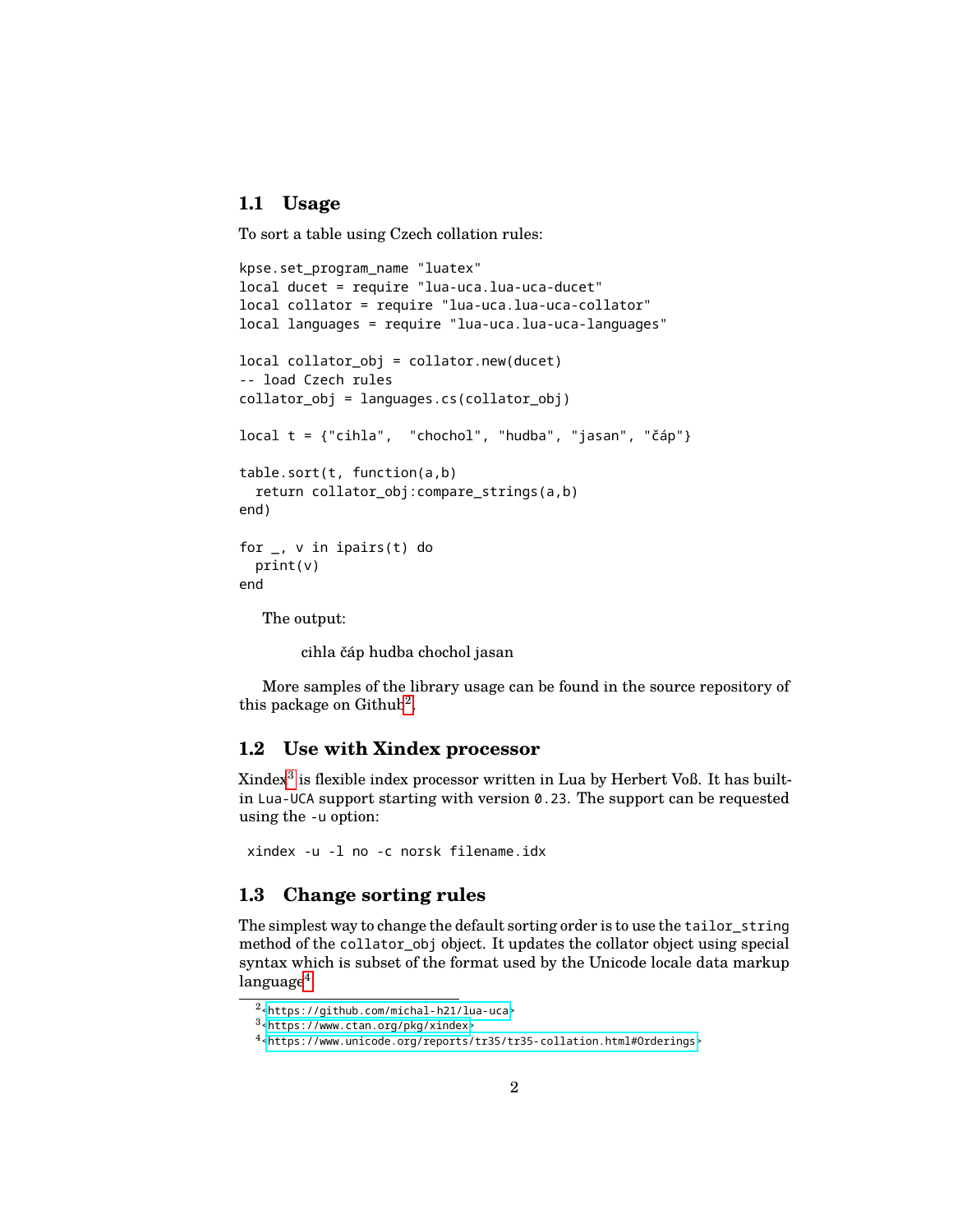## 1.1 Usage

To sort a table using Czech collation rules:

```
kpse.set_program_name "luatex"
local ducet = require "lua-uca.lua-uca-ducet"
local collator = require "lua-uca.lua-uca-collator"
local languages = require "lua-uca.lua-uca-languages"

local collator_obj = collator.new(ducet)
-- load Czech rules
collator_obj = languages.cs(collator_obj)

local t = {"cihla",  "chochol", "hudba", "jasan", "čáp"}

table.sort(t, function(a,b)
  return collator_obj:compare_strings(a,b)
end)

for _, v in ipairs(t) do
  print(v)
end
```

The output:

> cihla čáp hudba chochol jasan

More samples of the library usage can be found in the source repository of this package on Github[2].

## 1.2 Use with Xindex processor

Xindex[3] is flexible index processor written in Lua by Herbert Voß. It has built-in `Lua-UCA` support starting with version `0.23`. The support can be requested using the `-u` option:

```
xindex -u -l no -c norsk filename.idx
```

## 1.3 Change sorting rules

The simplest way to change the default sorting order is to use the `tailor_string` method of the `collator_obj` object. It updates the collator object using special syntax which is subset of the format used by the Unicode locale data markup language[4].

---

[2] <https://github.com/michal-h21/lua-uca>

[3] <https://www.ctan.org/pkg/xindex>

[4] <https://www.unicode.org/reports/tr35/tr35-collation.html#Orderings>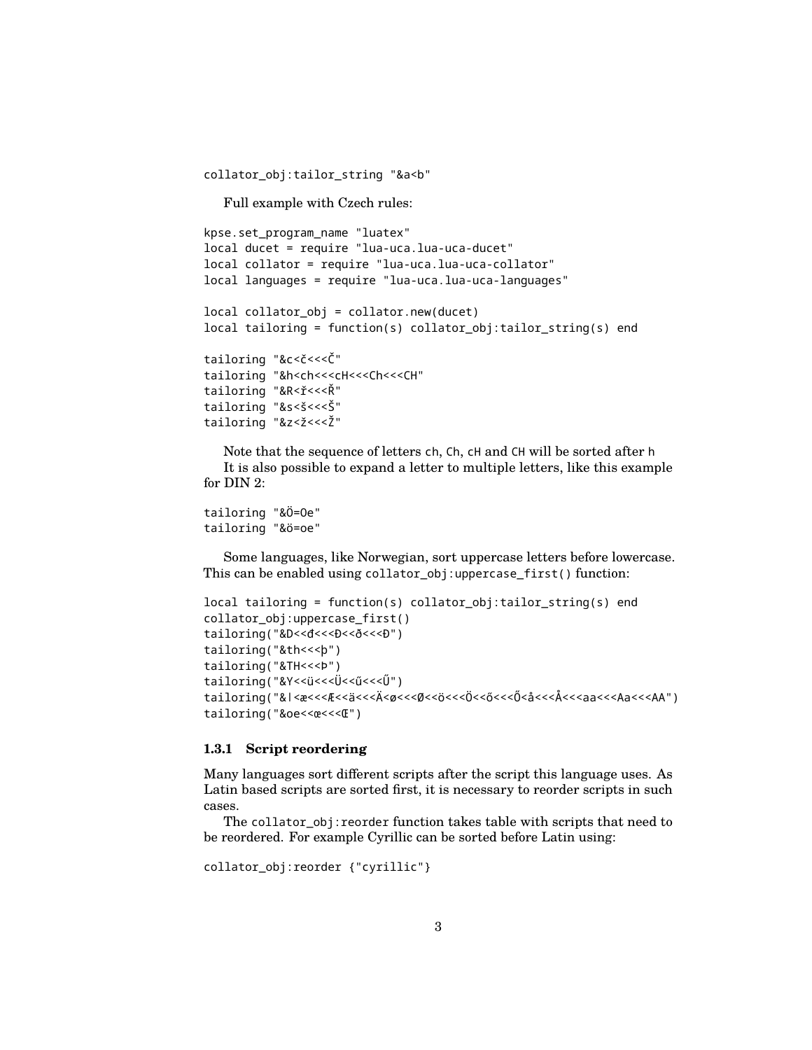```
collator_obj:tailor_string "&a<b"
```

Full example with Czech rules:

```
kpse.set_program_name "luatex"
local ducet = require "lua-uca.lua-uca-ducet"
local collator = require "lua-uca.lua-uca-collator"
local languages = require "lua-uca.lua-uca-languages"

local collator_obj = collator.new(ducet)
local tailoring = function(s) collator_obj:tailor_string(s) end

tailoring "&c<č<<<Č"
tailoring "&h<ch<<<cH<<<Ch<<<CH"
tailoring "&R<ř<<<Ř"
tailoring "&s<š<<<Š"
tailoring "&z<ž<<<Ž"
```

Note that the sequence of letters `ch`, `Ch`, `cH` and `CH` will be sorted after `h`

It is also possible to expand a letter to multiple letters, like this example for DIN 2:

```
tailoring "&Ö=Oe"
tailoring "&ö=oe"
```

Some languages, like Norwegian, sort uppercase letters before lowercase. This can be enabled using `collator_obj:uppercase_first()` function:

```
local tailoring = function(s) collator_obj:tailor_string(s) end
collator_obj:uppercase_first()
tailoring("&D<<đ<<<Đ<<ð<<<Ð")
tailoring("&th<<<þ")
tailoring("&TH<<<Þ")
tailoring("&Y<<ü<<<Ü<<ű<<<Ű")
tailoring("&|<æ<<<Æ<<ä<<<Ä<ø<<<Ø<<ö<<<Ö<<ő<<<Ő<å<<<Å<<<aa<<<Aa<<<AA")
tailoring("&oe<<œ<<<Œ")
```

### 1.3.1 Script reordering

Many languages sort different scripts after the script this language uses. As Latin based scripts are sorted first, it is necessary to reorder scripts in such cases.

The `collator_obj:reorder` function takes table with scripts that need to be reordered. For example Cyrillic can be sorted before Latin using:

```
collator_obj:reorder {"cyrillic"}
```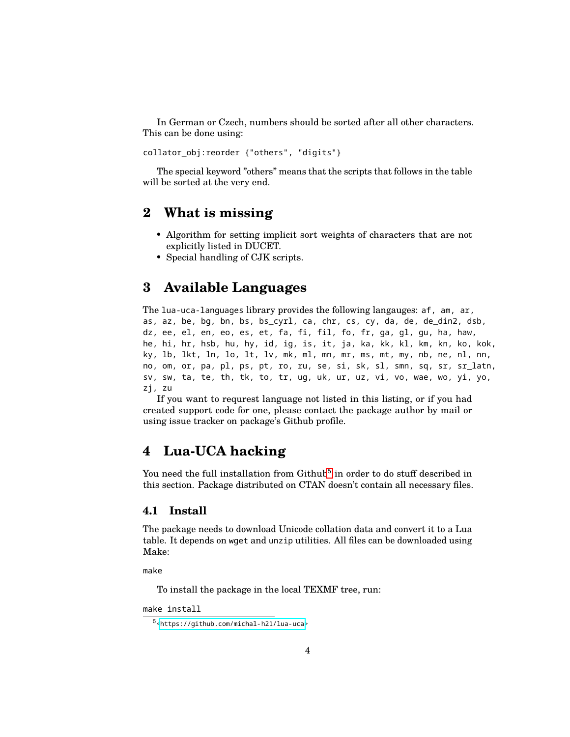In German or Czech, numbers should be sorted after all other characters. This can be done using:

```
collator_obj:reorder {"others", "digits"}
```

The special keyword "others" means that the scripts that follows in the table will be sorted at the very end.

## 2 What is missing

- Algorithm for setting implicit sort weights of characters that are not explicitly listed in DUCET.
- Special handling of CJK scripts.

## 3 Available Languages

The `lua-uca-languages` library provides the following langauges: `af, am, ar, as, az, be, bg, bn, bs, bs_cyrl, ca, chr, cs, cy, da, de, de_din2, dsb, dz, ee, el, en, eo, es, et, fa, fi, fil, fo, fr, ga, gl, gu, ha, haw, he, hi, hr, hsb, hu, hy, id, ig, is, it, ja, ka, kk, kl, km, kn, ko, kok, ky, lb, lkt, ln, lo, lt, lv, mk, ml, mn, mr, ms, mt, my, nb, ne, nl, nn, no, om, or, pa, pl, ps, pt, ro, ru, se, si, sk, sl, smn, sq, sr, sr_latn, sv, sw, ta, te, th, tk, to, tr, ug, uk, ur, uz, vi, vo, wae, wo, yi, yo, zj, zu`

If you want to requrest language not listed in this listing, or if you had created support code for one, please contact the package author by mail or using issue tracker on package's Github profile.

## 4 Lua-UCA hacking

You need the full installation from Github[5] in order to do stuff described in this section. Package distributed on CTAN doesn't contain all necessary files.

### 4.1 Install

The package needs to download Unicode collation data and convert it to a Lua table. It depends on `wget` and `unzip` utilities. All files can be downloaded using Make:

```
make
```

To install the package in the local TEXMF tree, run:

```
make install
```

[5] <https://github.com/michal-h21/lua-uca>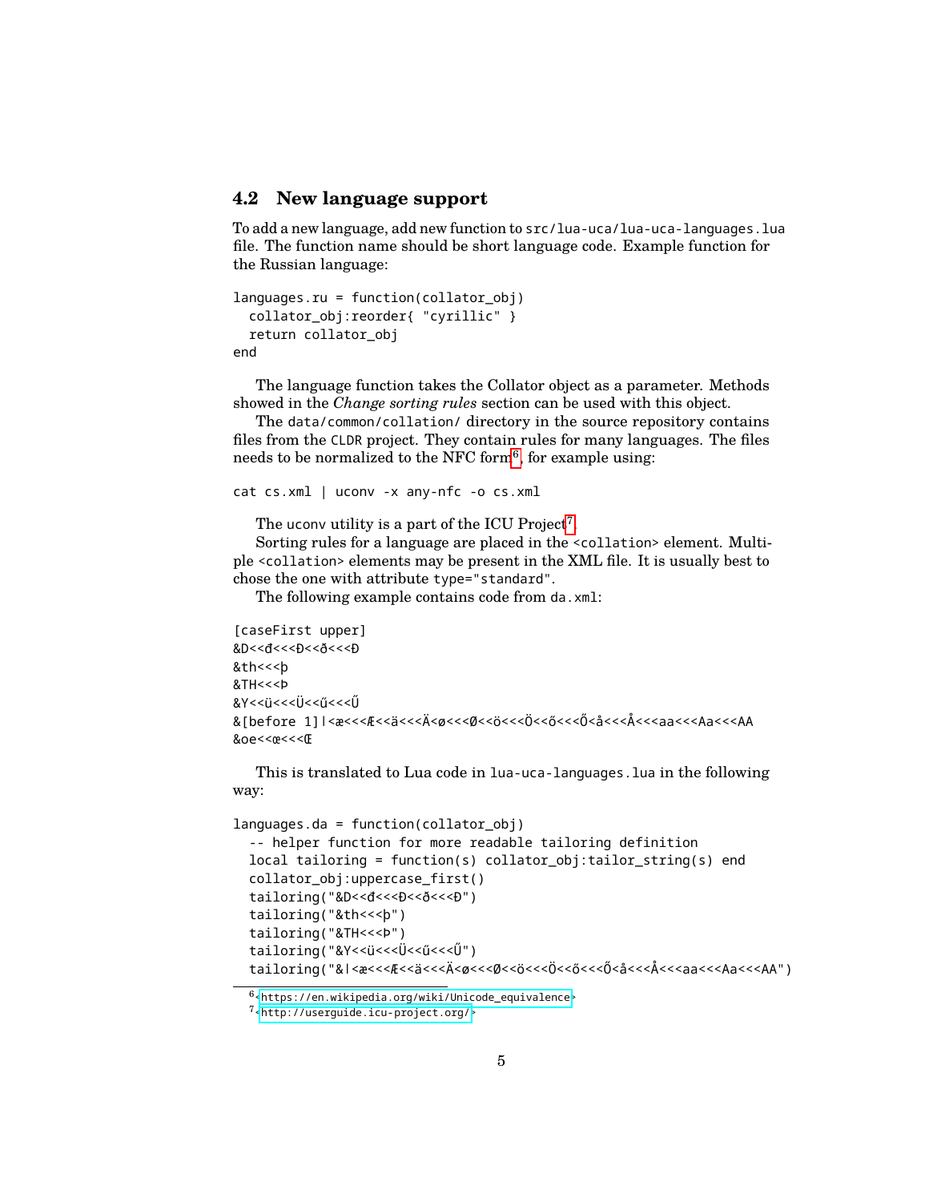## 4.2 New language support

To add a new language, add new function to `src/lua-uca/lua-uca-languages.lua` file. The function name should be short language code. Example function for the Russian language:

```
languages.ru = function(collator_obj)
  collator_obj:reorder{ "cyrillic" }
  return collator_obj
end
```

The language function takes the Collator object as a parameter. Methods showed in the *Change sorting rules* section can be used with this object.

The `data/common/collation/` directory in the source repository contains files from the CLDR project. They contain rules for many languages. The files needs to be normalized to the NFC form[6], for example using:

```
cat cs.xml | uconv -x any-nfc -o cs.xml
```

The `uconv` utility is a part of the ICU Project[7].

Sorting rules for a language are placed in the `<collation>` element. Multiple `<collation>` elements may be present in the XML file. It is usually best to chose the one with attribute `type="standard"`.

The following example contains code from `da.xml`:

```
[caseFirst upper]
&D<<đ<<<Đ<<ð<<<Ð
&th<<<þ
&TH<<<Þ
&Y<<ü<<<Ü<<ű<<<Ű
&[before 1]ǀ<æ<<<Æ<<ä<<<Ä<ø<<<Ø<<ö<<<Ö<<ő<<<Ő<å<<<Å<<<aa<<<Aa<<<AA
&oe<<œ<<<Œ
```

This is translated to Lua code in `lua-uca-languages.lua` in the following way:

```
languages.da = function(collator_obj)
  -- helper function for more readable tailoring definition
  local tailoring = function(s) collator_obj:tailor_string(s) end
  collator_obj:uppercase_first()
  tailoring("&D<<đ<<<Đ<<ð<<<Ð")
  tailoring("&th<<<þ")
  tailoring("&TH<<<Þ")
  tailoring("&Y<<ü<<<Ü<<ű<<<Ű")
  tailoring("&ǀ<æ<<<Æ<<ä<<<Ä<ø<<<Ø<<ö<<<Ö<<ő<<<Ő<å<<<Å<<<aa<<<Aa<<<AA")
```

[6] https://en.wikipedia.org/wiki/Unicode_equivalence

[7] http://userguide.icu-project.org/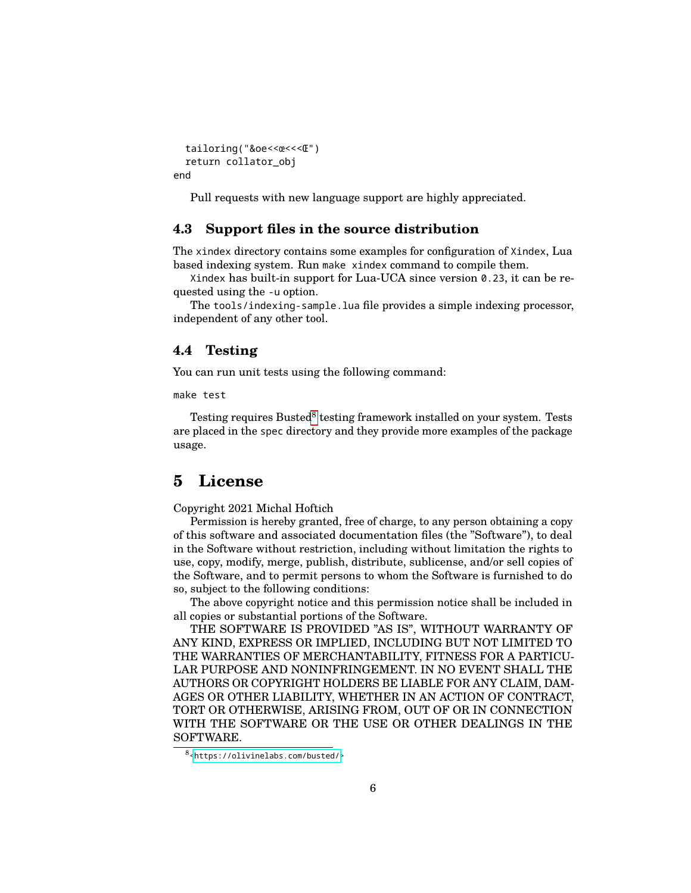```
  tailoring("&oe<<œ<<<Œ")
  return collator_obj
end
```

Pull requests with new language support are highly appreciated.

### 4.3 Support files in the source distribution

The `xindex` directory contains some examples for configuration of `Xindex`, Lua based indexing system. Run `make xindex` command to compile them.

`Xindex` has built-in support for Lua-UCA since version `0.23`, it can be requested using the `-u` option.

The `tools/indexing-sample.lua` file provides a simple indexing processor, independent of any other tool.

### 4.4 Testing

You can run unit tests using the following command:

```
make test
```

Testing requires Busted[8] testing framework installed on your system. Tests are placed in the `spec` directory and they provide more examples of the package usage.

## 5 License

Copyright 2021 Michal Hoftich

Permission is hereby granted, free of charge, to any person obtaining a copy of this software and associated documentation files (the "Software"), to deal in the Software without restriction, including without limitation the rights to use, copy, modify, merge, publish, distribute, sublicense, and/or sell copies of the Software, and to permit persons to whom the Software is furnished to do so, subject to the following conditions:

The above copyright notice and this permission notice shall be included in all copies or substantial portions of the Software.

THE SOFTWARE IS PROVIDED "AS IS", WITHOUT WARRANTY OF ANY KIND, EXPRESS OR IMPLIED, INCLUDING BUT NOT LIMITED TO THE WARRANTIES OF MERCHANTABILITY, FITNESS FOR A PARTICULAR PURPOSE AND NONINFRINGEMENT. IN NO EVENT SHALL THE AUTHORS OR COPYRIGHT HOLDERS BE LIABLE FOR ANY CLAIM, DAMAGES OR OTHER LIABILITY, WHETHER IN AN ACTION OF CONTRACT, TORT OR OTHERWISE, ARISING FROM, OUT OF OR IN CONNECTION WITH THE SOFTWARE OR THE USE OR OTHER DEALINGS IN THE SOFTWARE.

---

[8] <https://olivinelabs.com/busted/>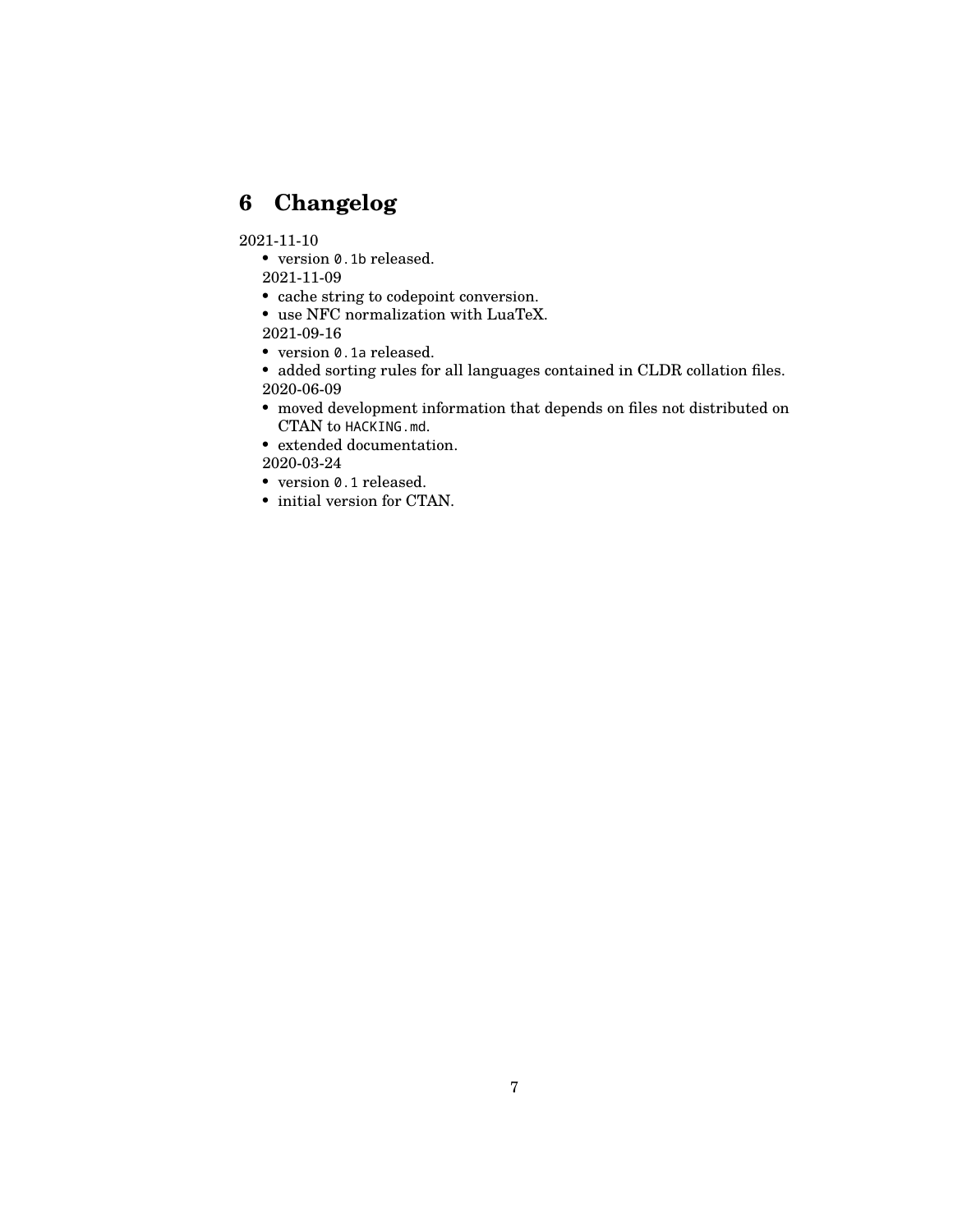# 6 Changelog

2021-11-10

- version `0.1b` released.

2021-11-09

- cache string to codepoint conversion.
- use NFC normalization with LuaTeX.

2021-09-16

- version `0.1a` released.
- added sorting rules for all languages contained in CLDR collation files.

2020-06-09

- moved development information that depends on files not distributed on CTAN to `HACKING.md`.
- extended documentation.

2020-03-24

- version `0.1` released.
- initial version for CTAN.